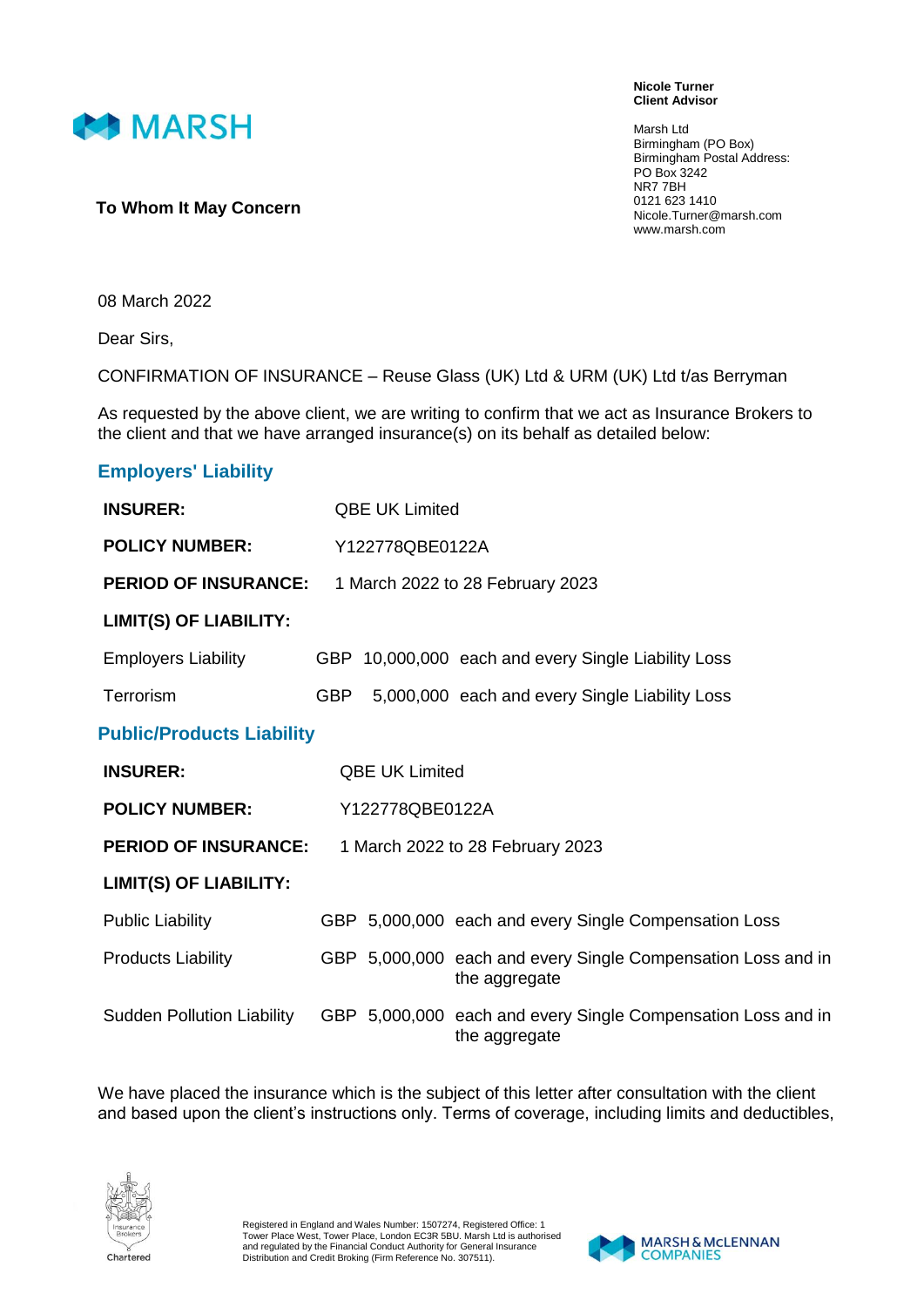**Nicole Turner**
**Client Advisor**

Marsh Ltd
Birmingham (PO Box)
Birmingham Postal Address:
PO Box 3242
NR7 7BH
0121 623 1410
Nicole.Turner@marsh.com
www.marsh.com

**To Whom It May Concern**

08 March 2022

Dear Sirs,

CONFIRMATION OF INSURANCE – Reuse Glass (UK) Ltd & URM (UK) Ltd t/as Berryman

As requested by the above client, we are writing to confirm that we act as Insurance Brokers to the client and that we have arranged insurance(s) on its behalf as detailed below:

## Employers' Liability

**INSURER:** QBE UK Limited

**POLICY NUMBER:** Y122778QBE0122A

**PERIOD OF INSURANCE:** 1 March 2022 to 28 February 2023

**LIMIT(S) OF LIABILITY:**

| | | | |
|---|---|---|---|
| Employers Liability | GBP | 10,000,000 | each and every Single Liability Loss |
| Terrorism | GBP | 5,000,000 | each and every Single Liability Loss |

## Public/Products Liability

**INSURER:** QBE UK Limited

**POLICY NUMBER:** Y122778QBE0122A

**PERIOD OF INSURANCE:** 1 March 2022 to 28 February 2023

**LIMIT(S) OF LIABILITY:**

| | | | |
|---|---|---|---|
| Public Liability | GBP | 5,000,000 | each and every Single Compensation Loss |
| Products Liability | GBP | 5,000,000 | each and every Single Compensation Loss and in the aggregate |
| Sudden Pollution Liability | GBP | 5,000,000 | each and every Single Compensation Loss and in the aggregate |

We have placed the insurance which is the subject of this letter after consultation with the client and based upon the client's instructions only. Terms of coverage, including limits and deductibles,

Registered in England and Wales Number: 1507274, Registered Office: 1 Tower Place West, Tower Place, London EC3R 5BU. Marsh Ltd is authorised and regulated by the Financial Conduct Authority for General Insurance Distribution and Credit Broking (Firm Reference No. 307511).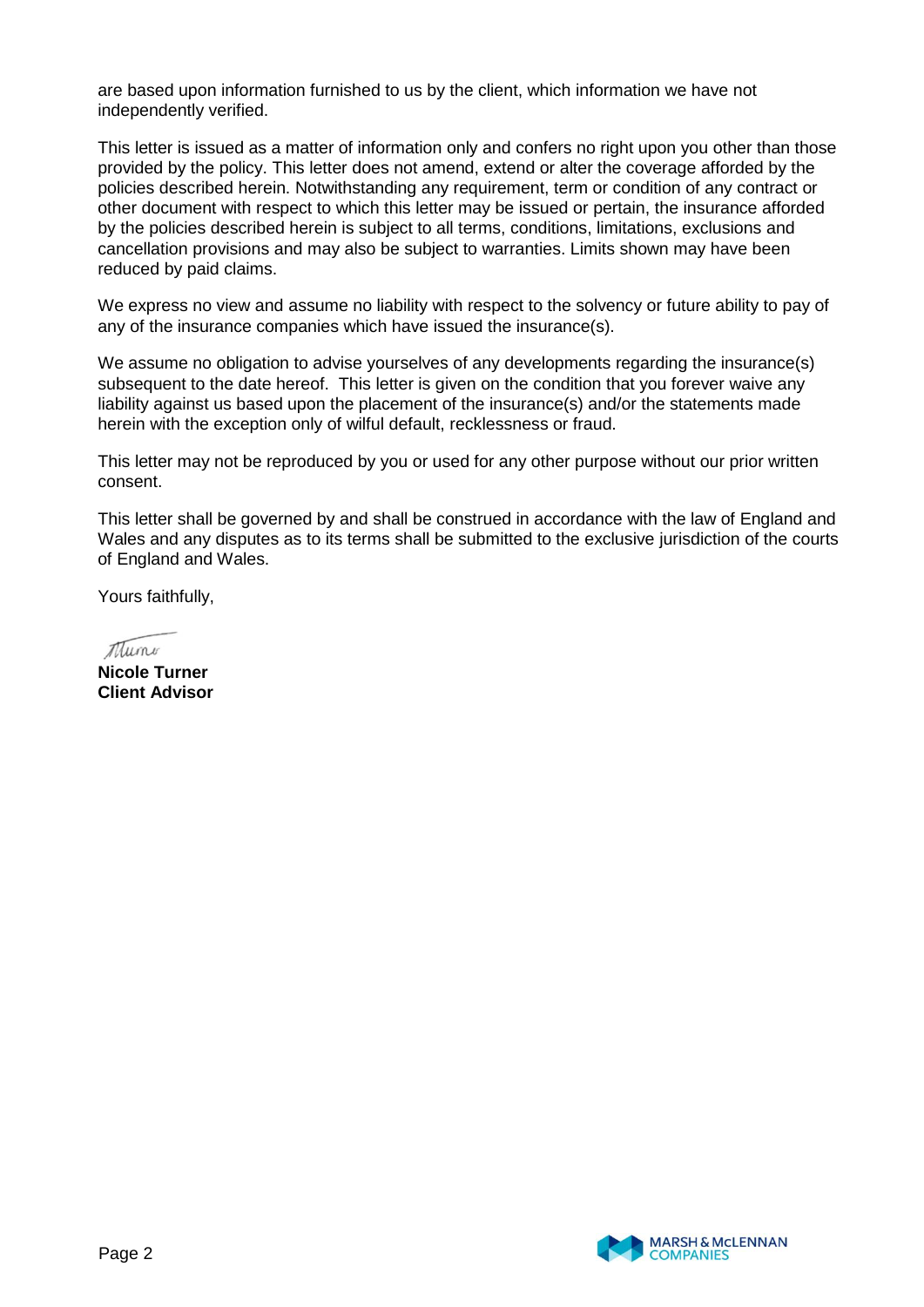are based upon information furnished to us by the client, which information we have not independently verified.

This letter is issued as a matter of information only and confers no right upon you other than those provided by the policy. This letter does not amend, extend or alter the coverage afforded by the policies described herein. Notwithstanding any requirement, term or condition of any contract or other document with respect to which this letter may be issued or pertain, the insurance afforded by the policies described herein is subject to all terms, conditions, limitations, exclusions and cancellation provisions and may also be subject to warranties. Limits shown may have been reduced by paid claims.

We express no view and assume no liability with respect to the solvency or future ability to pay of any of the insurance companies which have issued the insurance(s).

We assume no obligation to advise yourselves of any developments regarding the insurance(s) subsequent to the date hereof. This letter is given on the condition that you forever waive any liability against us based upon the placement of the insurance(s) and/or the statements made herein with the exception only of wilful default, recklessness or fraud.

This letter may not be reproduced by you or used for any other purpose without our prior written consent.

This letter shall be governed by and shall be construed in accordance with the law of England and Wales and any disputes as to its terms shall be submitted to the exclusive jurisdiction of the courts of England and Wales.

Yours faithfully,

**Nicole Turner**
**Client Advisor**

MARSH & McLENNAN COMPANIES